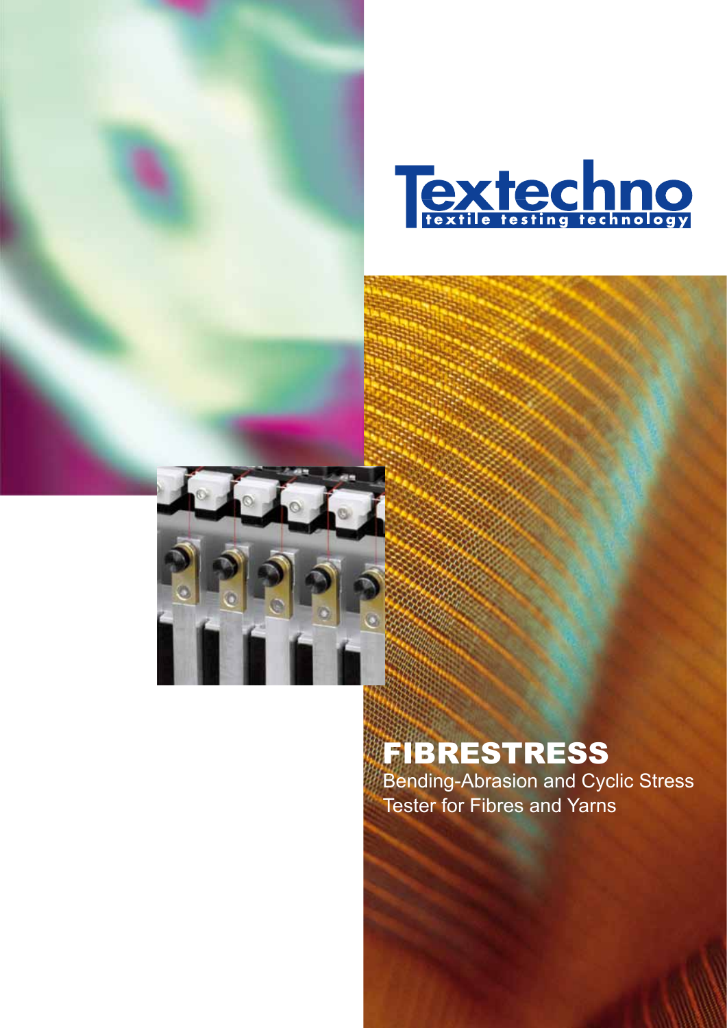Textechno

textile testing technology

# FIBRESTRESS

Bending-Abrasion and Cyclic Stress Tester for Fibres and Yarns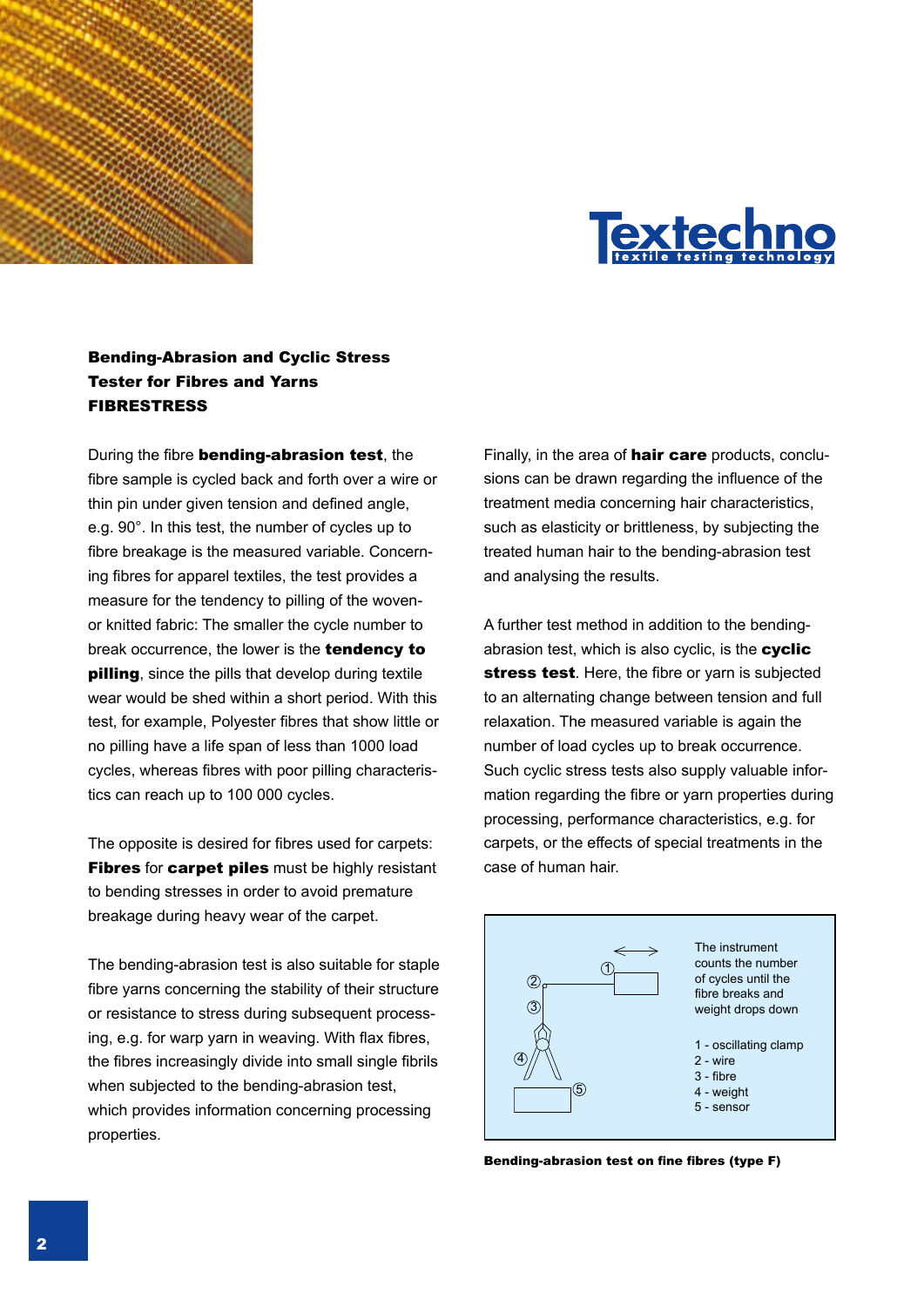## Bending-Abrasion and Cyclic Stress Tester for Fibres and Yarns FIBRESTRESS

During the fibre **bending-abrasion test**, the fibre sample is cycled back and forth over a wire or thin pin under given tension and defined angle, e.g. 90°. In this test, the number of cycles up to fibre breakage is the measured variable. Concerning fibres for apparel textiles, the test provides a measure for the tendency to pilling of the woven- or knitted fabric: The smaller the cycle number to break occurrence, the lower is the **tendency to pilling**, since the pills that develop during textile wear would be shed within a short period. With this test, for example, Polyester fibres that show little or no pilling have a life span of less than 1000 load cycles, whereas fibres with poor pilling characteristics can reach up to 100 000 cycles.

The opposite is desired for fibres used for carpets: **Fibres** for **carpet piles** must be highly resistant to bending stresses in order to avoid premature breakage during heavy wear of the carpet.

The bending-abrasion test is also suitable for staple fibre yarns concerning the stability of their structure or resistance to stress during subsequent processing, e.g. for warp yarn in weaving. With flax fibres, the fibres increasingly divide into small single fibrils when subjected to the bending-abrasion test, which provides information concerning processing properties.

Finally, in the area of **hair care** products, conclusions can be drawn regarding the influence of the treatment media concerning hair characteristics, such as elasticity or brittleness, by subjecting the treated human hair to the bending-abrasion test and analysing the results.

A further test method in addition to the bending-abrasion test, which is also cyclic, is the **cyclic stress test**. Here, the fibre or yarn is subjected to an alternating change between tension and full relaxation. The measured variable is again the number of load cycles up to break occurrence. Such cyclic stress tests also supply valuable information regarding the fibre or yarn properties during processing, performance characteristics, e.g. for carpets, or the effects of special treatments in the case of human hair.

The instrument counts the number of cycles until the fibre breaks and weight drops down

1 - oscillating clamp
2 - wire
3 - fibre
4 - weight
5 - sensor

**Bending-abrasion test on fine fibres (type F)**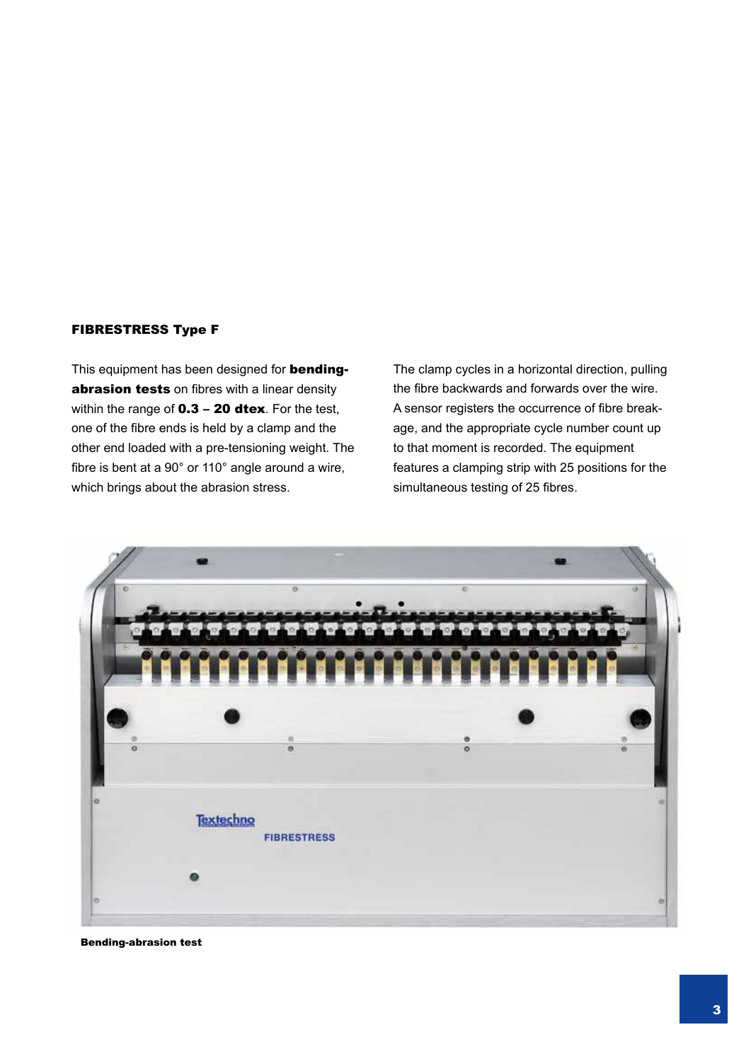## FIBRESTRESS Type F

This equipment has been designed for **bending-abrasion tests** on fibres with a linear density within the range of **0.3 – 20 dtex**. For the test, one of the fibre ends is held by a clamp and the other end loaded with a pre-tensioning weight. The fibre is bent at a 90° or 110° angle around a wire, which brings about the abrasion stress.

The clamp cycles in a horizontal direction, pulling the fibre backwards and forwards over the wire. A sensor registers the occurrence of fibre breakage, and the appropriate cycle number count up to that moment is recorded. The equipment features a clamping strip with 25 positions for the simultaneous testing of 25 fibres.

**Bending-abrasion test**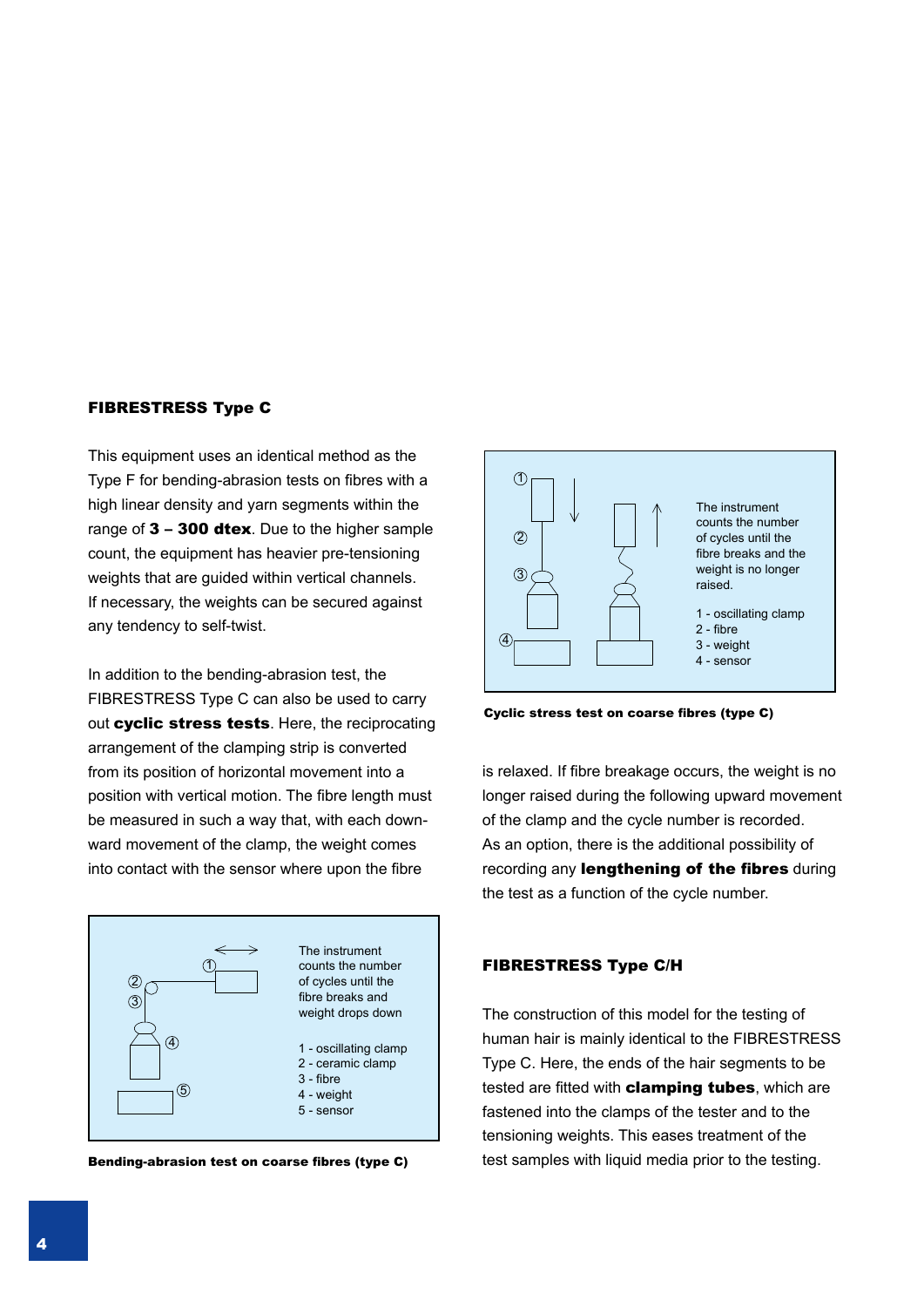### FIBRESTRESS Type C

This equipment uses an identical method as the Type F for bending-abrasion tests on fibres with a high linear density and yarn segments within the range of **3 – 300 dtex**. Due to the higher sample count, the equipment has heavier pre-tensioning weights that are guided within vertical channels. If necessary, the weights can be secured against any tendency to self-twist.

In addition to the bending-abrasion test, the FIBRESTRESS Type C can also be used to carry out **cyclic stress tests**. Here, the reciprocating arrangement of the clamping strip is converted from its position of horizontal movement into a position with vertical motion. The fibre length must be measured in such a way that, with each downward movement of the clamp, the weight comes into contact with the sensor where upon the fibre is relaxed. If fibre breakage occurs, the weight is no longer raised during the following upward movement of the clamp and the cycle number is recorded. As an option, there is the additional possibility of recording any **lengthening of the fibres** during the test as a function of the cycle number.

The instrument counts the number of cycles until the fibre breaks and weight drops down

1 - oscillating clamp
2 - ceramic clamp
3 - fibre
4 - weight
5 - sensor

**Bending-abrasion test on coarse fibres (type C)**

The instrument counts the number of cycles until the fibre breaks and the weight is no longer raised.

1 - oscillating clamp
2 - fibre
3 - weight
4 - sensor

**Cyclic stress test on coarse fibres (type C)**

### FIBRESTRESS Type C/H

The construction of this model for the testing of human hair is mainly identical to the FIBRESTRESS Type C. Here, the ends of the hair segments to be tested are fitted with **clamping tubes**, which are fastened into the clamps of the tester and to the tensioning weights. This eases treatment of the test samples with liquid media prior to the testing.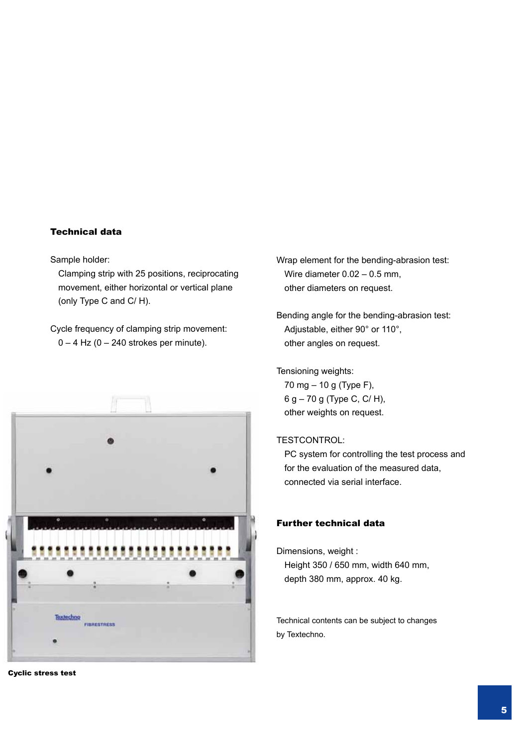## Technical data

Sample holder:
Clamping strip with 25 positions, reciprocating movement, either horizontal or vertical plane (only Type C and C/ H).

Cycle frequency of clamping strip movement:
0 – 4 Hz (0 – 240 strokes per minute).

Cyclic stress test

Wrap element for the bending-abrasion test:
Wire diameter 0.02 – 0.5 mm,
other diameters on request.

Bending angle for the bending-abrasion test:
Adjustable, either 90° or 110°,
other angles on request.

Tensioning weights:
70 mg – 10 g (Type F),
6 g – 70 g (Type C, C/ H),
other weights on request.

TESTCONTROL:
PC system for controlling the test process and for the evaluation of the measured data, connected via serial interface.

## Further technical data

Dimensions, weight :
Height 350 / 650 mm, width 640 mm,
depth 380 mm, approx. 40 kg.

Technical contents can be subject to changes by Textechno.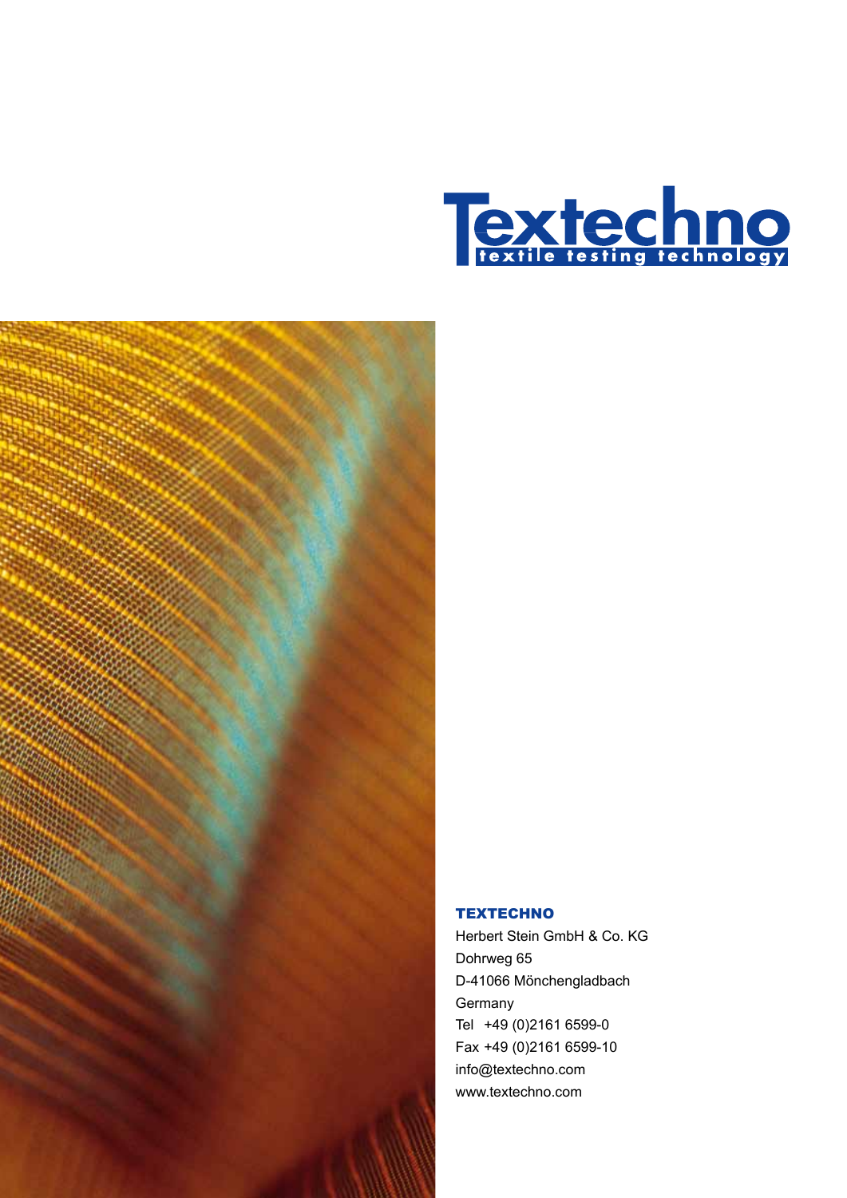Textechno
textile testing technology

**TEXTECHNO**

Herbert Stein GmbH & Co. KG
Dohrweg 65
D-41066 Mönchengladbach
Germany
Tel +49 (0)2161 6599-0
Fax +49 (0)2161 6599-10
info@textechno.com
www.textechno.com